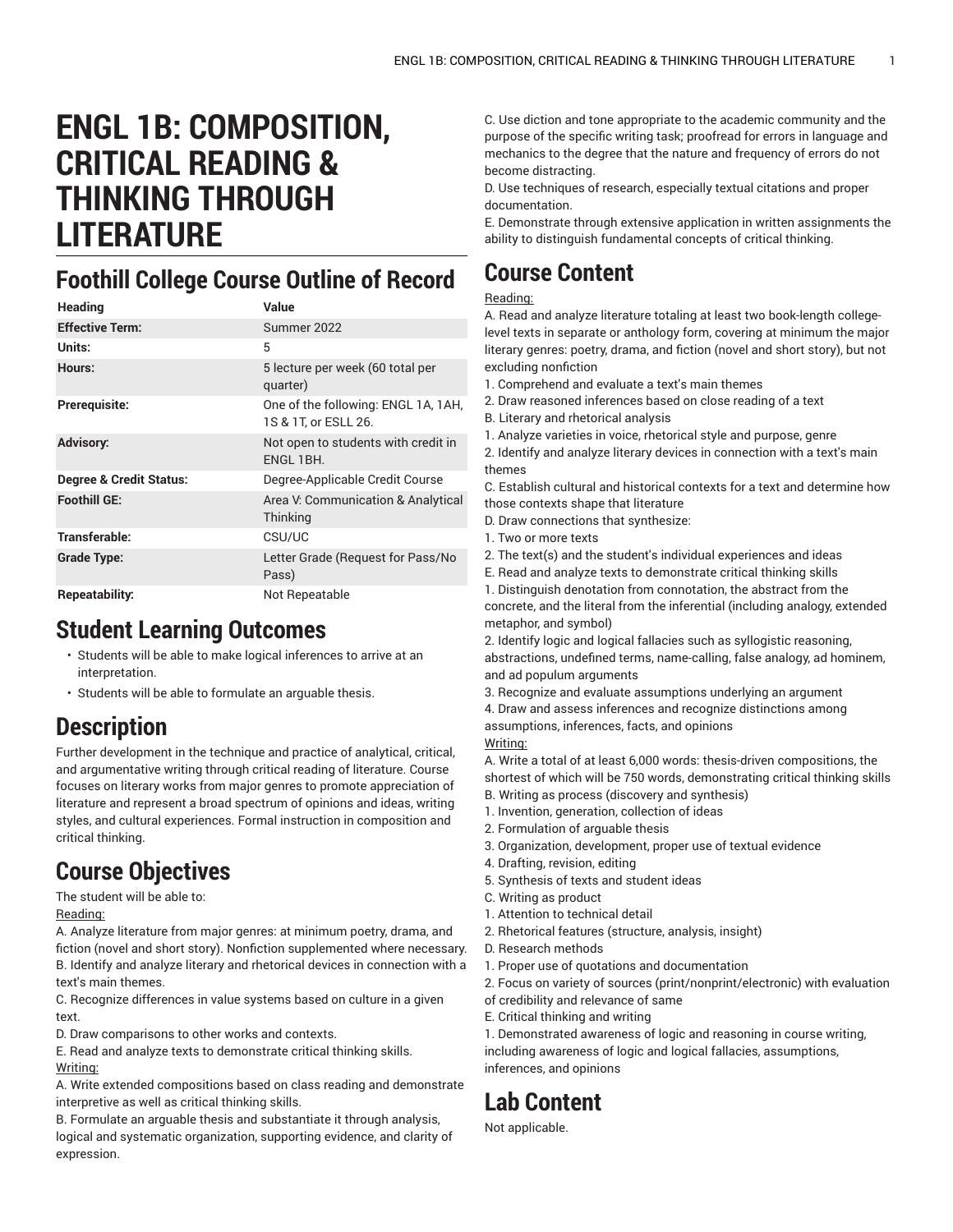# ENGL 1B: COMPOSITION, CRITICAL READING & THINKING THROUGH LITERATURE

## Foothill College Course Outline of Record

| Heading | Value |
| --- | --- |
| **Effective Term:** | Summer 2022 |
| **Units:** | 5 |
| **Hours:** | 5 lecture per week (60 total per quarter) |
| **Prerequisite:** | One of the following: ENGL 1A, 1AH, 1S & 1T, or ESLL 26. |
| **Advisory:** | Not open to students with credit in ENGL 1BH. |
| **Degree & Credit Status:** | Degree-Applicable Credit Course |
| **Foothill GE:** | Area V: Communication & Analytical Thinking |
| **Transferable:** | CSU/UC |
| **Grade Type:** | Letter Grade (Request for Pass/No Pass) |
| **Repeatability:** | Not Repeatable |

## Student Learning Outcomes

- Students will be able to make logical inferences to arrive at an interpretation.
- Students will be able to formulate an arguable thesis.

## Description

Further development in the technique and practice of analytical, critical, and argumentative writing through critical reading of literature. Course focuses on literary works from major genres to promote appreciation of literature and represent a broad spectrum of opinions and ideas, writing styles, and cultural experiences. Formal instruction in composition and critical thinking.

## Course Objectives

The student will be able to:

Reading:

A. Analyze literature from major genres: at minimum poetry, drama, and fiction (novel and short story). Nonfiction supplemented where necessary.
B. Identify and analyze literary and rhetorical devices in connection with a text's main themes.
C. Recognize differences in value systems based on culture in a given text.
D. Draw comparisons to other works and contexts.
E. Read and analyze texts to demonstrate critical thinking skills.

Writing:

A. Write extended compositions based on class reading and demonstrate interpretive as well as critical thinking skills.
B. Formulate an arguable thesis and substantiate it through analysis, logical and systematic organization, supporting evidence, and clarity of expression.
C. Use diction and tone appropriate to the academic community and the purpose of the specific writing task; proofread for errors in language and mechanics to the degree that the nature and frequency of errors do not become distracting.
D. Use techniques of research, especially textual citations and proper documentation.
E. Demonstrate through extensive application in written assignments the ability to distinguish fundamental concepts of critical thinking.

## Course Content

Reading:

A. Read and analyze literature totaling at least two book-length college-level texts in separate or anthology form, covering at minimum the major literary genres: poetry, drama, and fiction (novel and short story), but not excluding nonfiction
1. Comprehend and evaluate a text's main themes
2. Draw reasoned inferences based on close reading of a text
B. Literary and rhetorical analysis
1. Analyze varieties in voice, rhetorical style and purpose, genre
2. Identify and analyze literary devices in connection with a text's main themes
C. Establish cultural and historical contexts for a text and determine how those contexts shape that literature
D. Draw connections that synthesize:
1. Two or more texts
2. The text(s) and the student's individual experiences and ideas
E. Read and analyze texts to demonstrate critical thinking skills
1. Distinguish denotation from connotation, the abstract from the concrete, and the literal from the inferential (including analogy, extended metaphor, and symbol)
2. Identify logic and logical fallacies such as syllogistic reasoning, abstractions, undefined terms, name-calling, false analogy, ad hominem, and ad populum arguments
3. Recognize and evaluate assumptions underlying an argument
4. Draw and assess inferences and recognize distinctions among assumptions, inferences, facts, and opinions

Writing:

A. Write a total of at least 6,000 words: thesis-driven compositions, the shortest of which will be 750 words, demonstrating critical thinking skills
B. Writing as process (discovery and synthesis)
1. Invention, generation, collection of ideas
2. Formulation of arguable thesis
3. Organization, development, proper use of textual evidence
4. Drafting, revision, editing
5. Synthesis of texts and student ideas
C. Writing as product
1. Attention to technical detail
2. Rhetorical features (structure, analysis, insight)
D. Research methods
1. Proper use of quotations and documentation
2. Focus on variety of sources (print/nonprint/electronic) with evaluation of credibility and relevance of same
E. Critical thinking and writing
1. Demonstrated awareness of logic and reasoning in course writing, including awareness of logic and logical fallacies, assumptions, inferences, and opinions

## Lab Content

Not applicable.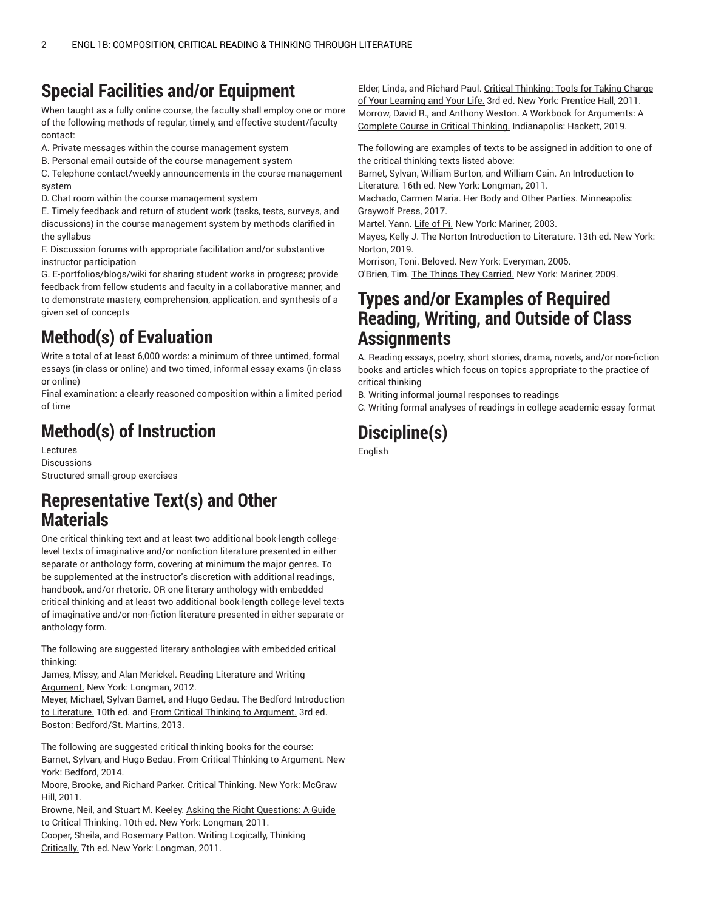## Special Facilities and/or Equipment

When taught as a fully online course, the faculty shall employ one or more of the following methods of regular, timely, and effective student/faculty contact:

A. Private messages within the course management system
B. Personal email outside of the course management system
C. Telephone contact/weekly announcements in the course management system
D. Chat room within the course management system
E. Timely feedback and return of student work (tasks, tests, surveys, and discussions) in the course management system by methods clarified in the syllabus
F. Discussion forums with appropriate facilitation and/or substantive instructor participation
G. E-portfolios/blogs/wiki for sharing student works in progress; provide feedback from fellow students and faculty in a collaborative manner, and to demonstrate mastery, comprehension, application, and synthesis of a given set of concepts

## Method(s) of Evaluation

Write a total of at least 6,000 words: a minimum of three untimed, formal essays (in-class or online) and two timed, informal essay exams (in-class or online)
Final examination: a clearly reasoned composition within a limited period of time

## Method(s) of Instruction

Lectures
Discussions
Structured small-group exercises

## Representative Text(s) and Other Materials

One critical thinking text and at least two additional book-length college-level texts of imaginative and/or nonfiction literature presented in either separate or anthology form, covering at minimum the major genres. To be supplemented at the instructor's discretion with additional readings, handbook, and/or rhetoric. OR one literary anthology with embedded critical thinking and at least two additional book-length college-level texts of imaginative and/or non-fiction literature presented in either separate or anthology form.

The following are suggested literary anthologies with embedded critical thinking:
James, Missy, and Alan Merickel. Reading Literature and Writing Argument. New York: Longman, 2012.
Meyer, Michael, Sylvan Barnet, and Hugo Gedau. The Bedford Introduction to Literature. 10th ed. and From Critical Thinking to Argument. 3rd ed. Boston: Bedford/St. Martins, 2013.

The following are suggested critical thinking books for the course:
Barnet, Sylvan, and Hugo Bedau. From Critical Thinking to Argument. New York: Bedford, 2014.
Moore, Brooke, and Richard Parker. Critical Thinking. New York: McGraw Hill, 2011.
Browne, Neil, and Stuart M. Keeley. Asking the Right Questions: A Guide to Critical Thinking. 10th ed. New York: Longman, 2011.
Cooper, Sheila, and Rosemary Patton. Writing Logically, Thinking Critically. 7th ed. New York: Longman, 2011.
Elder, Linda, and Richard Paul. Critical Thinking: Tools for Taking Charge of Your Learning and Your Life. 3rd ed. New York: Prentice Hall, 2011.
Morrow, David R., and Anthony Weston. A Workbook for Arguments: A Complete Course in Critical Thinking. Indianapolis: Hackett, 2019.

The following are examples of texts to be assigned in addition to one of the critical thinking texts listed above:
Barnet, Sylvan, William Burton, and William Cain. An Introduction to Literature. 16th ed. New York: Longman, 2011.
Machado, Carmen Maria. Her Body and Other Parties. Minneapolis: Graywolf Press, 2017.
Martel, Yann. Life of Pi. New York: Mariner, 2003.
Mayes, Kelly J. The Norton Introduction to Literature. 13th ed. New York: Norton, 2019.
Morrison, Toni. Beloved. New York: Everyman, 2006.
O'Brien, Tim. The Things They Carried. New York: Mariner, 2009.

## Types and/or Examples of Required Reading, Writing, and Outside of Class Assignments

A. Reading essays, poetry, short stories, drama, novels, and/or non-fiction books and articles which focus on topics appropriate to the practice of critical thinking
B. Writing informal journal responses to readings
C. Writing formal analyses of readings in college academic essay format

## Discipline(s)

English